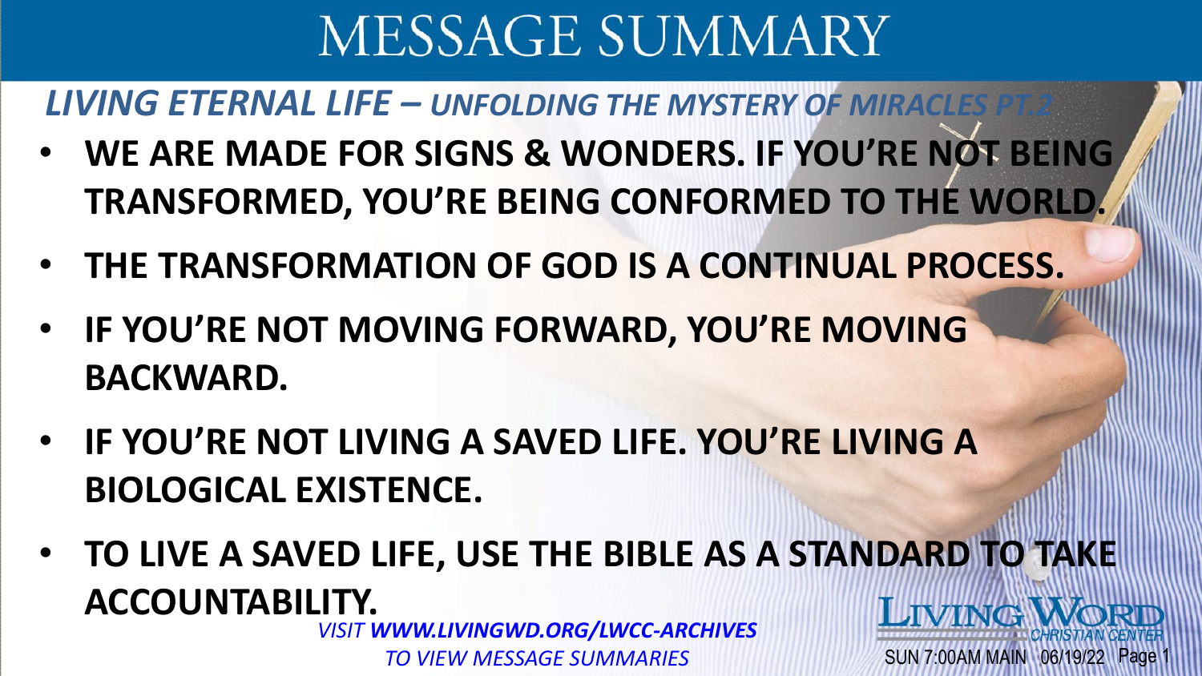# MESSAGE SUMMARY

## *LIVING ETERNAL LIFE – UNFOLDING THE MYSTERY OF MIRACLES PT.2*

- **WE ARE MADE FOR SIGNS & WONDERS. IF YOU'RE NOT BEING TRANSFORMED, YOU'RE BEING CONFORMED TO THE WORLD.**
- **THE TRANSFORMATION OF GOD IS A CONTINUAL PROCESS.**
- **IF YOU'RE NOT MOVING FORWARD, YOU'RE MOVING BACKWARD.**
- **IF YOU'RE NOT LIVING A SAVED LIFE. YOU'RE LIVING A BIOLOGICAL EXISTENCE.**
- **TO LIVE A SAVED LIFE, USE THE BIBLE AS A STANDARD TO TAKE ACCOUNTABILITY.**

*VISIT **WWW.LIVINGWD.ORG/LWCC-ARCHIVES** TO VIEW MESSAGE SUMMARIES*

LIVING WORD CHRISTIAN CENTER

SUN 7:00AM MAIN 06/19/22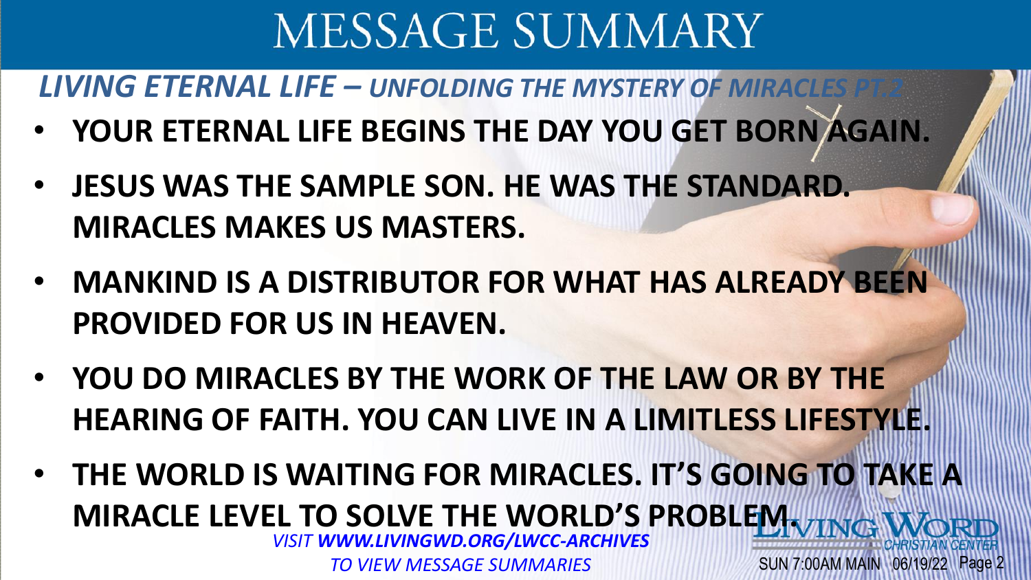# MESSAGE SUMMARY

## *LIVING ETERNAL LIFE – UNFOLDING THE MYSTERY OF MIRACLES PT.2*

- **YOUR ETERNAL LIFE BEGINS THE DAY YOU GET BORN AGAIN.**
- **JESUS WAS THE SAMPLE SON. HE WAS THE STANDARD. MIRACLES MAKES US MASTERS.**
- **MANKIND IS A DISTRIBUTOR FOR WHAT HAS ALREADY BEEN PROVIDED FOR US IN HEAVEN.**
- **YOU DO MIRACLES BY THE WORK OF THE LAW OR BY THE HEARING OF FAITH. YOU CAN LIVE IN A LIMITLESS LIFESTYLE.**
- **THE WORLD IS WAITING FOR MIRACLES. IT'S GOING TO TAKE A MIRACLE LEVEL TO SOLVE THE WORLD'S PROBLEM.**

*VISIT **WWW.LIVINGWD.ORG/LWCC-ARCHIVES** TO VIEW MESSAGE SUMMARIES*

LIVING WORD CHRISTIAN CENTER

SUN 7:00AM MAIN 06/19/22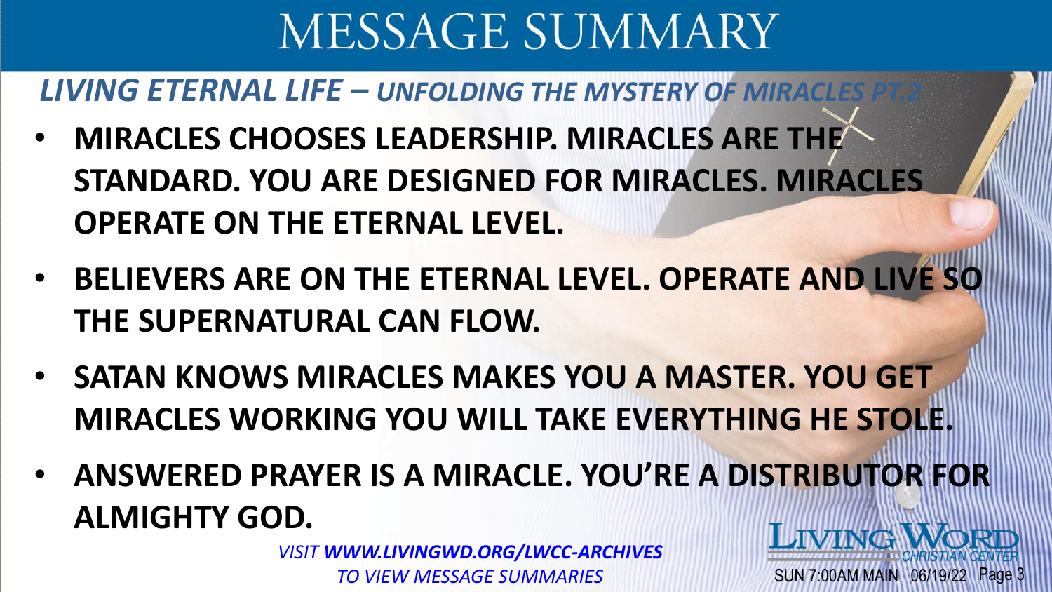# MESSAGE SUMMARY

## *LIVING ETERNAL LIFE – UNFOLDING THE MYSTERY OF MIRACLES PT.2*

- **MIRACLES CHOOSES LEADERSHIP. MIRACLES ARE THE STANDARD. YOU ARE DESIGNED FOR MIRACLES. MIRACLES OPERATE ON THE ETERNAL LEVEL.**
- **BELIEVERS ARE ON THE ETERNAL LEVEL. OPERATE AND LIVE SO THE SUPERNATURAL CAN FLOW.**
- **SATAN KNOWS MIRACLES MAKES YOU A MASTER. YOU GET MIRACLES WORKING YOU WILL TAKE EVERYTHING HE STOLE.**
- **ANSWERED PRAYER IS A MIRACLE. YOU'RE A DISTRIBUTOR FOR ALMIGHTY GOD.**

*VISIT **WWW.LIVINGWD.ORG/LWCC-ARCHIVES** TO VIEW MESSAGE SUMMARIES*

LIVING WORD CHRISTIAN CENTER

SUN 7:00AM MAIN 06/19/22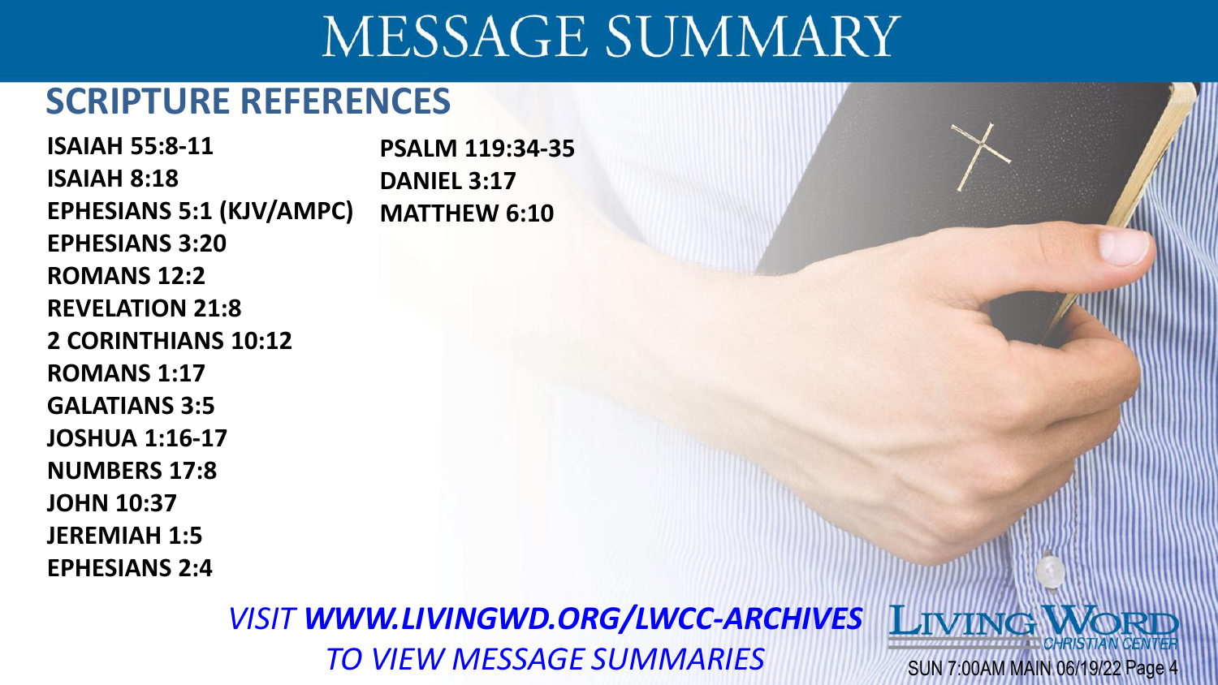# MESSAGE SUMMARY

## SCRIPTURE REFERENCES

**ISAIAH 55:8-11**
**ISAIAH 8:18**
**EPHESIANS 5:1 (KJV/AMPC)**
**EPHESIANS 3:20**
**ROMANS 12:2**
**REVELATION 21:8**
**2 CORINTHIANS 10:12**
**ROMANS 1:17**
**GALATIANS 3:5**
**JOSHUA 1:16-17**
**NUMBERS 17:8**
**JOHN 10:37**
**JEREMIAH 1:5**
**EPHESIANS 2:4**
**PSALM 119:34-35**
**DANIEL 3:17**
**MATTHEW 6:10**

*VISIT **WWW.LIVINGWD.ORG/LWCC-ARCHIVES** TO VIEW MESSAGE SUMMARIES*

LIVING WORD CHRISTIAN CENTER

SUN 7:00AM MAIN 06/19/22